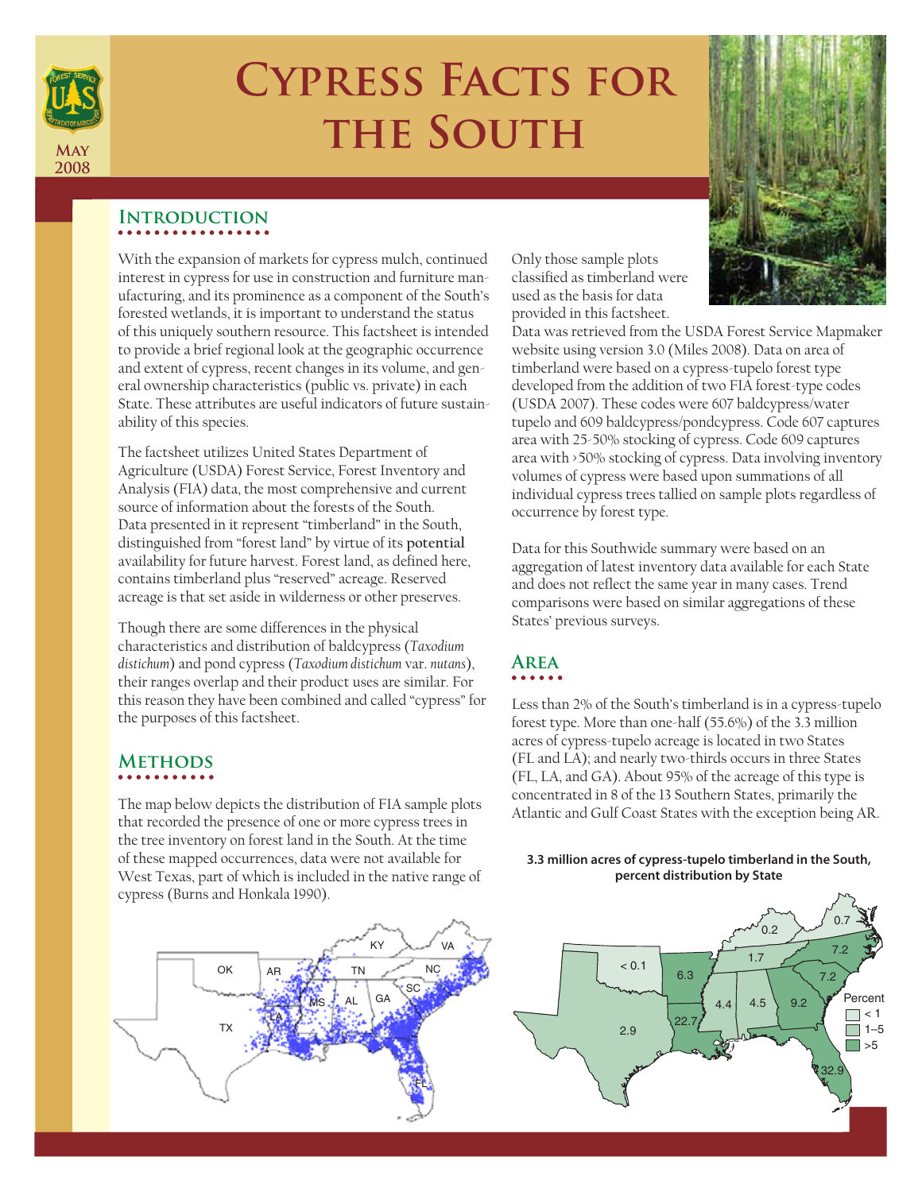# Cypress Facts for the South

May 2008

## Introduction

With the expansion of markets for cypress mulch, continued interest in cypress for use in construction and furniture manufacturing, and its prominence as a component of the South's forested wetlands, it is important to understand the status of this uniquely southern resource. This factsheet is intended to provide a brief regional look at the geographic occurrence and extent of cypress, recent changes in its volume, and general ownership characteristics (public vs. private) in each State. These attributes are useful indicators of future sustainability of this species.

The factsheet utilizes United States Department of Agriculture (USDA) Forest Service, Forest Inventory and Analysis (FIA) data, the most comprehensive and current source of information about the forests of the South. Data presented in it represent "timberland" in the South, distinguished from "forest land" by virtue of its **potential** availability for future harvest. Forest land, as defined here, contains timberland plus "reserved" acreage. Reserved acreage is that set aside in wilderness or other preserves.

Though there are some differences in the physical characteristics and distribution of baldcypress (*Taxodium distichum*) and pond cypress (*Taxodium distichum* var. *nutans*), their ranges overlap and their product uses are similar. For this reason they have been combined and called "cypress" for the purposes of this factsheet.

## Methods

The map below depicts the distribution of FIA sample plots that recorded the presence of one or more cypress trees in the tree inventory on forest land in the South. At the time of these mapped occurrences, data were not available for West Texas, part of which is included in the native range of cypress (Burns and Honkala 1990).

Only those sample plots classified as timberland were used as the basis for data provided in this factsheet. Data was retrieved from the USDA Forest Service Mapmaker website using version 3.0 (Miles 2008). Data on area of timberland were based on a cypress-tupelo forest type developed from the addition of two FIA forest-type codes (USDA 2007). These codes were 607 baldcypress/water tupelo and 609 baldcypress/pondcypress. Code 607 captures area with 25-50% stocking of cypress. Code 609 captures area with >50% stocking of cypress. Data involving inventory volumes of cypress were based upon summations of all individual cypress trees tallied on sample plots regardless of occurrence by forest type.

Data for this Southwide summary were based on an aggregation of latest inventory data available for each State and does not reflect the same year in many cases. Trend comparisons were based on similar aggregations of these States' previous surveys.

## Area

Less than 2% of the South's timberland is in a cypress-tupelo forest type. More than one-half (55.6%) of the 3.3 million acres of cypress-tupelo acreage is located in two States (FL and LA); and nearly two-thirds occurs in three States (FL, LA, and GA). About 95% of the acreage of this type is concentrated in 8 of the 13 Southern States, primarily the Atlantic and Gulf Coast States with the exception being AR.

**3.3 million acres of cypress-tupelo timberland in the South, percent distribution by State**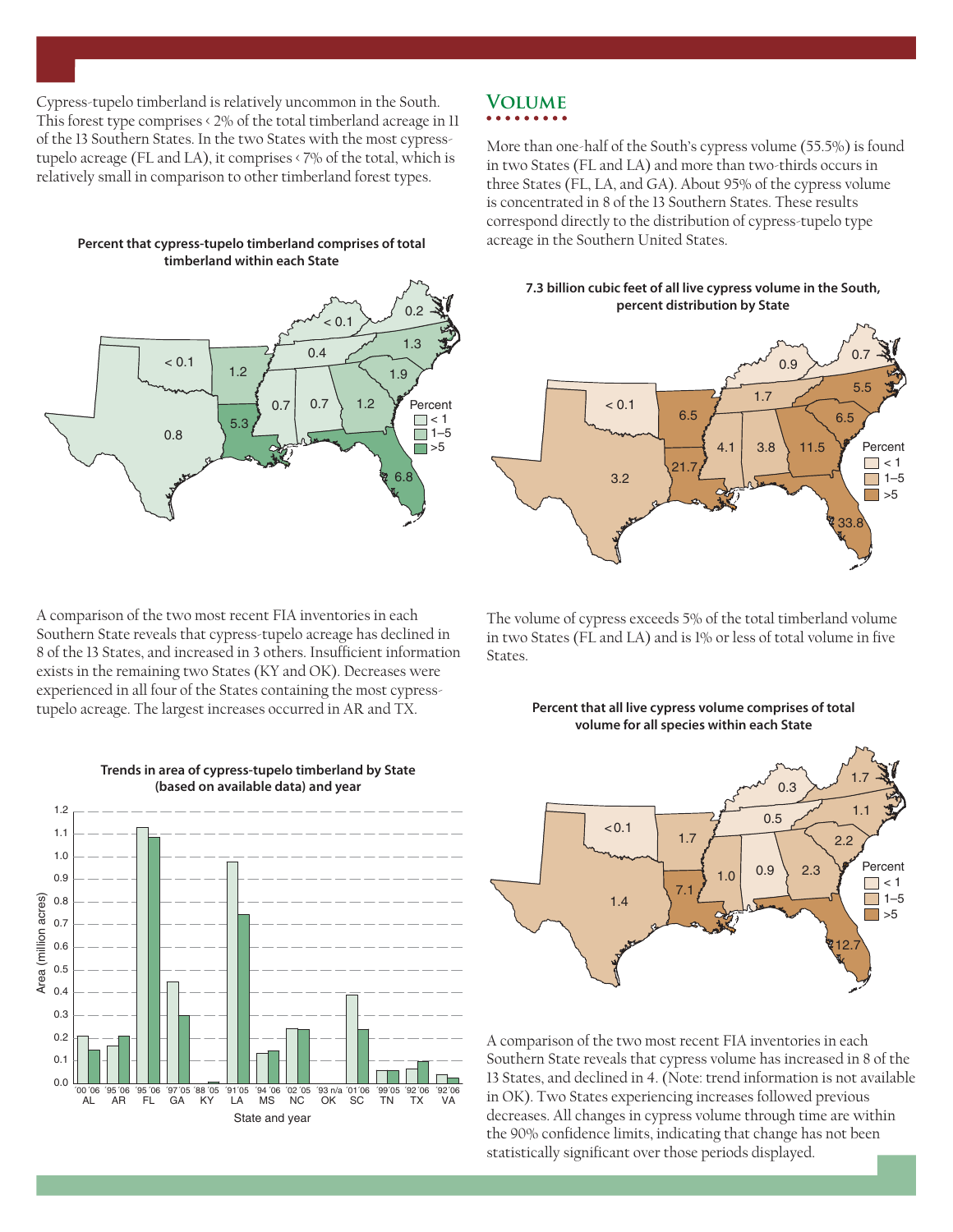Cypress-tupelo timberland is relatively uncommon in the South. This forest type comprises < 2% of the total timberland acreage in 11 of the 13 Southern States. In the two States with the most cypress-tupelo acreage (FL and LA), it comprises < 7% of the total, which is relatively small in comparison to other timberland forest types.

**Percent that cypress-tupelo timberland comprises of total timberland within each State**

A comparison of the two most recent FIA inventories in each Southern State reveals that cypress-tupelo acreage has declined in 8 of the 13 States, and increased in 3 others. Insufficient information exists in the remaining two States (KY and OK). Decreases were experienced in all four of the States containing the most cypress-tupelo acreage. The largest increases occurred in AR and TX.

**Trends in area of cypress-tupelo timberland by State (based on available data) and year**

## Volume

More than one-half of the South's cypress volume (55.5%) is found in two States (FL and LA) and more than two-thirds occurs in three States (FL, LA, and GA). About 95% of the cypress volume is concentrated in 8 of the 13 Southern States. These results correspond directly to the distribution of cypress-tupelo type acreage in the Southern United States.

**7.3 billion cubic feet of all live cypress volume in the South, percent distribution by State**

The volume of cypress exceeds 5% of the total timberland volume in two States (FL and LA) and is 1% or less of total volume in five States.

**Percent that all live cypress volume comprises of total volume for all species within each State**

A comparison of the two most recent FIA inventories in each Southern State reveals that cypress volume has increased in 8 of the 13 States, and declined in 4. (Note: trend information is not available in OK). Two States experiencing increases followed previous decreases. All changes in cypress volume through time are within the 90% confidence limits, indicating that change has not been statistically significant over those periods displayed.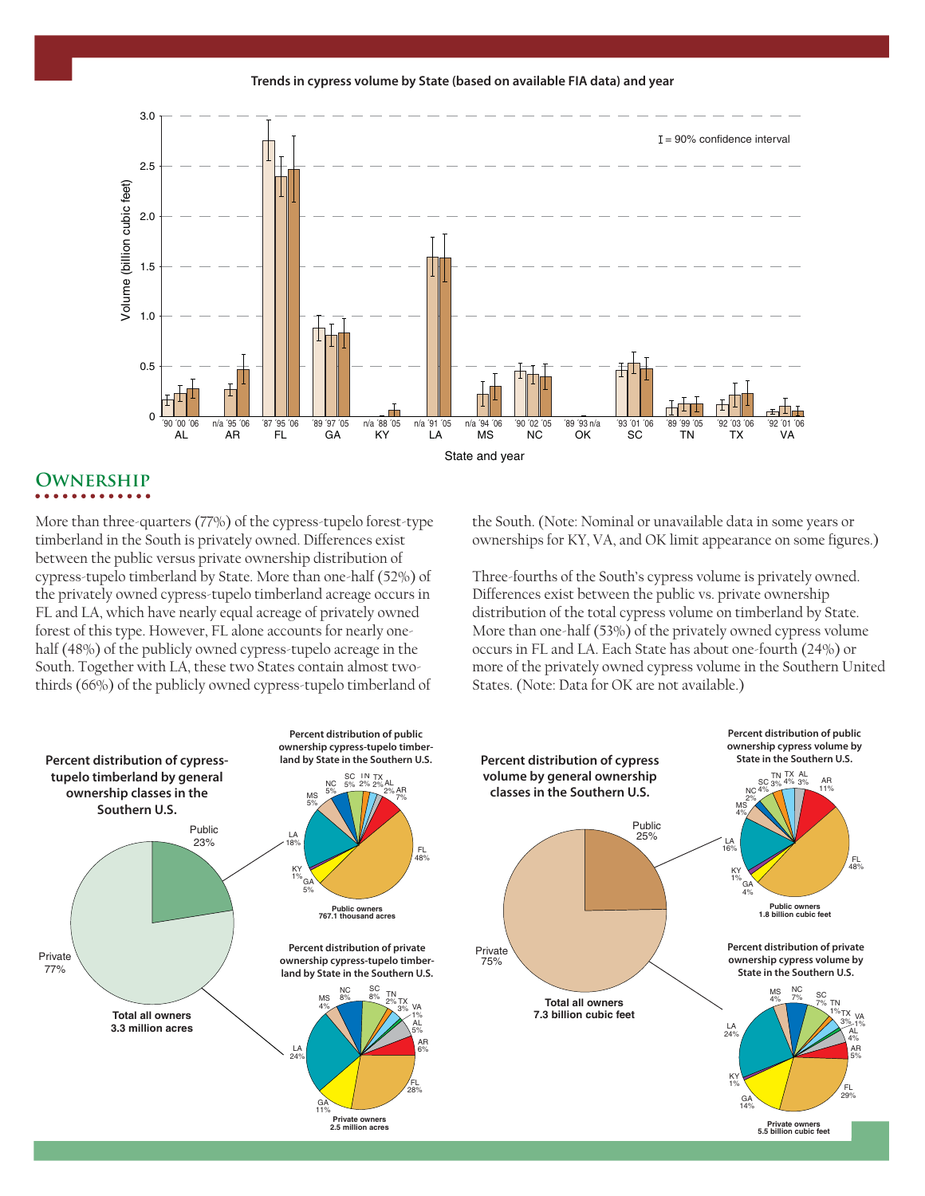**Trends in cypress volume by State (based on available FIA data) and year**

## Ownership

More than three-quarters (77%) of the cypress-tupelo forest-type timberland in the South is privately owned. Differences exist between the public versus private ownership distribution of cypress-tupelo timberland by State. More than one-half (52%) of the privately owned cypress-tupelo timberland acreage occurs in FL and LA, which have nearly equal acreage of privately owned forest of this type. However, FL alone accounts for nearly one-half (48%) of the publicly owned cypress-tupelo acreage in the South. Together with LA, these two States contain almost two-thirds (66%) of the publicly owned cypress-tupelo timberland of the South. (Note: Nominal or unavailable data in some years or ownerships for KY, VA, and OK limit appearance on some figures.)

Three-fourths of the South's cypress volume is privately owned. Differences exist between the public vs. private ownership distribution of the total cypress volume on timberland by State. More than one-half (53%) of the privately owned cypress volume occurs in FL and LA. Each State has about one-fourth (24%) or more of the privately owned cypress volume in the Southern United States. (Note: Data for OK are not available.)

**Percent distribution of cypress-tupelo timberland by general ownership classes in the Southern U.S.**

**Percent distribution of public ownership cypress-tupelo timberland by State in the Southern U.S.**

**Percent distribution of private ownership cypress-tupelo timberland by State in the Southern U.S.**

**Percent distribution of cypress volume by general ownership classes in the Southern U.S.**

**Percent distribution of public ownership cypress volume by State in the Southern U.S.**

**Percent distribution of private ownership cypress volume by State in the Southern U.S.**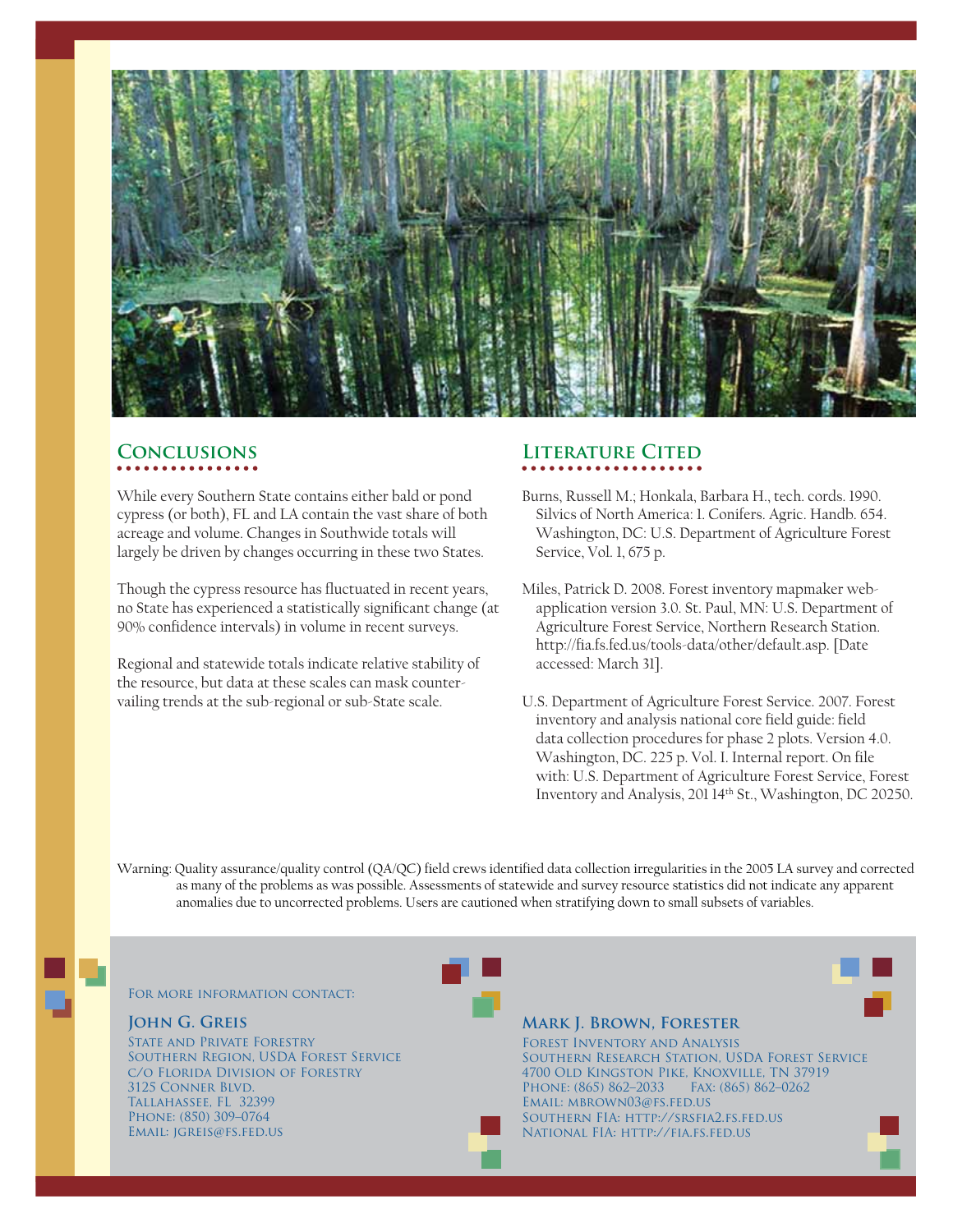## Conclusions

While every Southern State contains either bald or pond cypress (or both), FL and LA contain the vast share of both acreage and volume. Changes in Southwide totals will largely be driven by changes occurring in these two States.

Though the cypress resource has fluctuated in recent years, no State has experienced a statistically significant change (at 90% confidence intervals) in volume in recent surveys.

Regional and statewide totals indicate relative stability of the resource, but data at these scales can mask countervailing trends at the sub-regional or sub-State scale.

## Literature Cited

Burns, Russell M.; Honkala, Barbara H., tech. cords. 1990. Silvics of North America: 1. Conifers. Agric. Handb. 654. Washington, DC: U.S. Department of Agriculture Forest Service, Vol. 1, 675 p.

Miles, Patrick D. 2008. Forest inventory mapmaker web-application version 3.0. St. Paul, MN: U.S. Department of Agriculture Forest Service, Northern Research Station. http://fia.fs.fed.us/tools-data/other/default.asp. [Date accessed: March 31].

U.S. Department of Agriculture Forest Service. 2007. Forest inventory and analysis national core field guide: field data collection procedures for phase 2 plots. Version 4.0. Washington, DC. 225 p. Vol. I. Internal report. On file with: U.S. Department of Agriculture Forest Service, Forest Inventory and Analysis, 201 14th St., Washington, DC 20250.

Warning: Quality assurance/quality control (QA/QC) field crews identified data collection irregularities in the 2005 LA survey and corrected as many of the problems as was possible. Assessments of statewide and survey resource statistics did not indicate any apparent anomalies due to uncorrected problems. Users are cautioned when stratifying down to small subsets of variables.

For more information contact:

**John G. Greis**
State and Private Forestry
Southern Region, USDA Forest Service
c/o Florida Division of Forestry
3125 Conner Blvd.
Tallahassee, FL 32399
Phone: (850) 309–0764
Email: jgreis@fs.fed.us

**Mark J. Brown, Forester**
Forest Inventory and Analysis
Southern Research Station, USDA Forest Service
4700 Old Kingston Pike, Knoxville, TN 37919
Phone: (865) 862–2033 Fax: (865) 862–0262
Email: mbrown03@fs.fed.us
Southern FIA: http://srsfia2.fs.fed.us
National FIA: http://fia.fs.fed.us